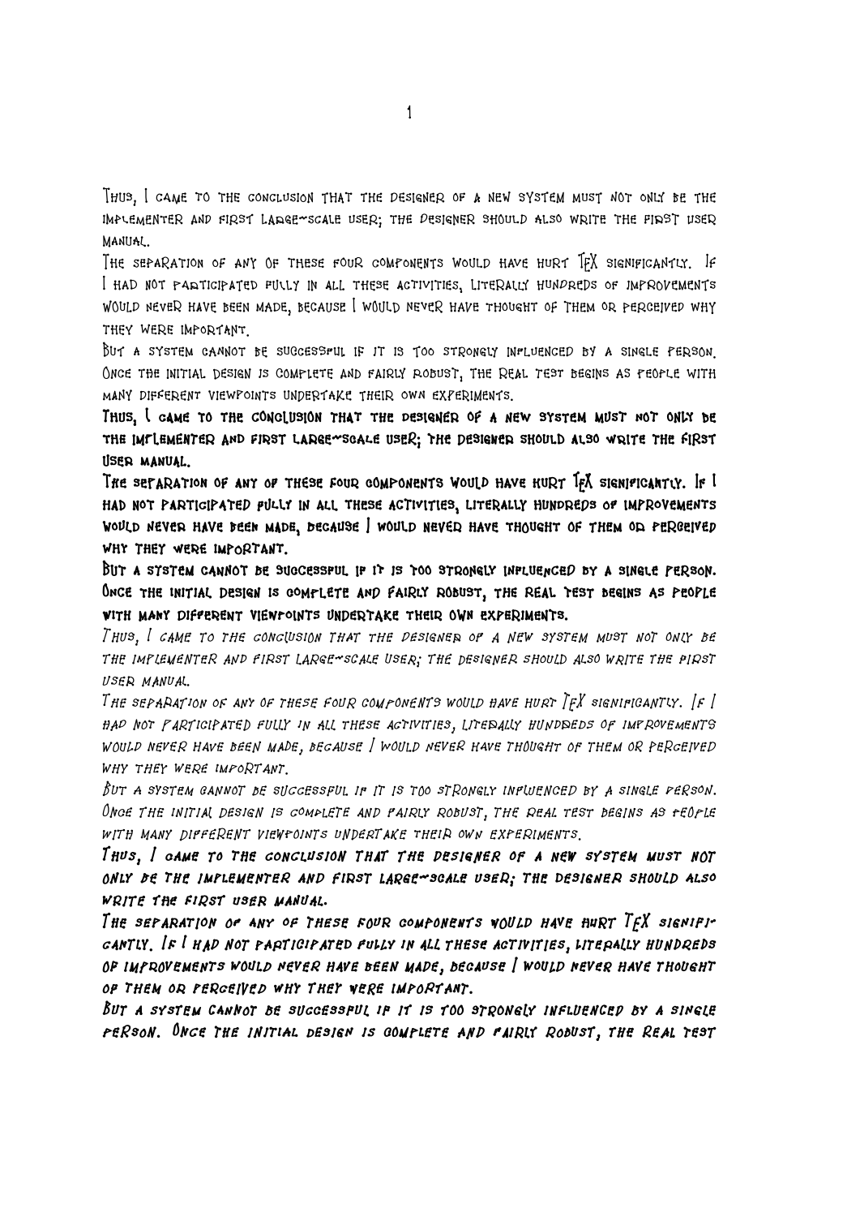Thus, I came to the conclusion that the designer of a new system must not only be the implementer and first large-scale user; the designer should also write the first user manual.

The separation of any of these four components would have hurt TeX significantly. If I had not participated fully in all these activities, literally hundreds of improvements would never have been made, because I would never have thought of them or perceived why they were important.

But a system cannot be successful if it is too strongly influenced by a single person. Once the initial design is complete and fairly robust, the real test begins as people with many different viewpoints undertake their own experiments.

**Thus, I came to the conclusion that the designer of a new system must not only be the implementer and first large-scale user; the designer should also write the first user manual.**

**The separation of any of these four components would have hurt TeX significantly. If I had not participated fully in all these activities, literally hundreds of improvements would never have been made, because I would never have thought of them or perceived why they were important.**

**But a system cannot be successful if it is too strongly influenced by a single person. Once the initial design is complete and fairly robust, the real test begins as people with many different viewpoints undertake their own experiments.**

*Thus, I came to the conclusion that the designer of a new system must not only be the implementer and first large-scale user; the designer should also write the first user manual.*

*The separation of any of these four components would have hurt TeX significantly. If I had not participated fully in all these activities, literally hundreds of improvements would never have been made, because I would never have thought of them or perceived why they were important.*

*But a system cannot be successful if it is too strongly influenced by a single person. Once the initial design is complete and fairly robust, the real test begins as people with many different viewpoints undertake their own experiments.*

***Thus, I came to the conclusion that the designer of a new system must not only be the implementer and first large-scale user; the designer should also write the first user manual.***

***The separation of any of these four components would have hurt TeX significantly. If I had not participated fully in all these activities, literally hundreds of improvements would never have been made, because I would never have thought of them or perceived why they were important.***

***But a system cannot be successful if it is too strongly influenced by a single person. Once the initial design is complete and fairly robust, the real test***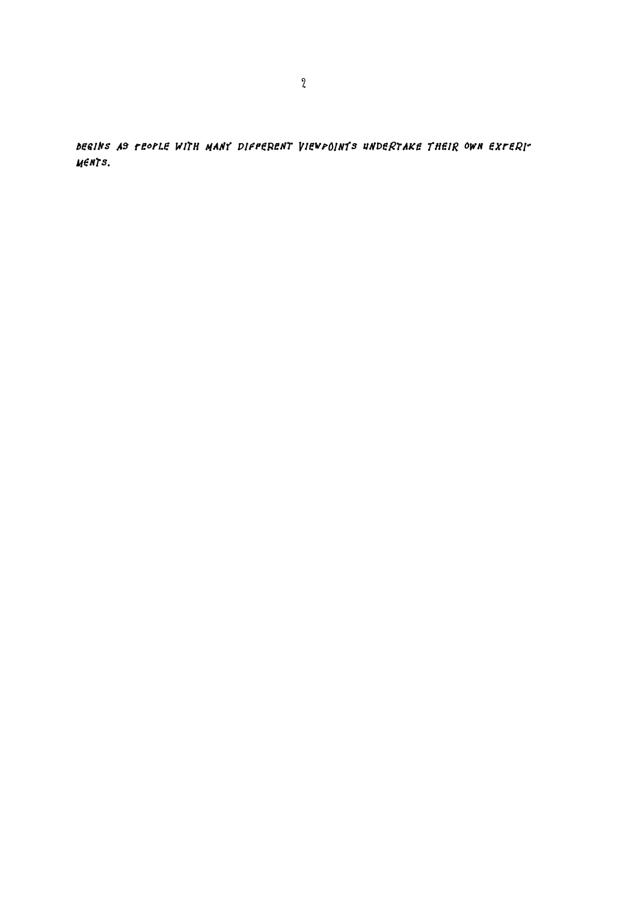BEGINS AS PEOPLE WITH MANY DIFFERENT VIEWPOINTS UNDERTAKE THEIR OWN EXPERI-MENTS.